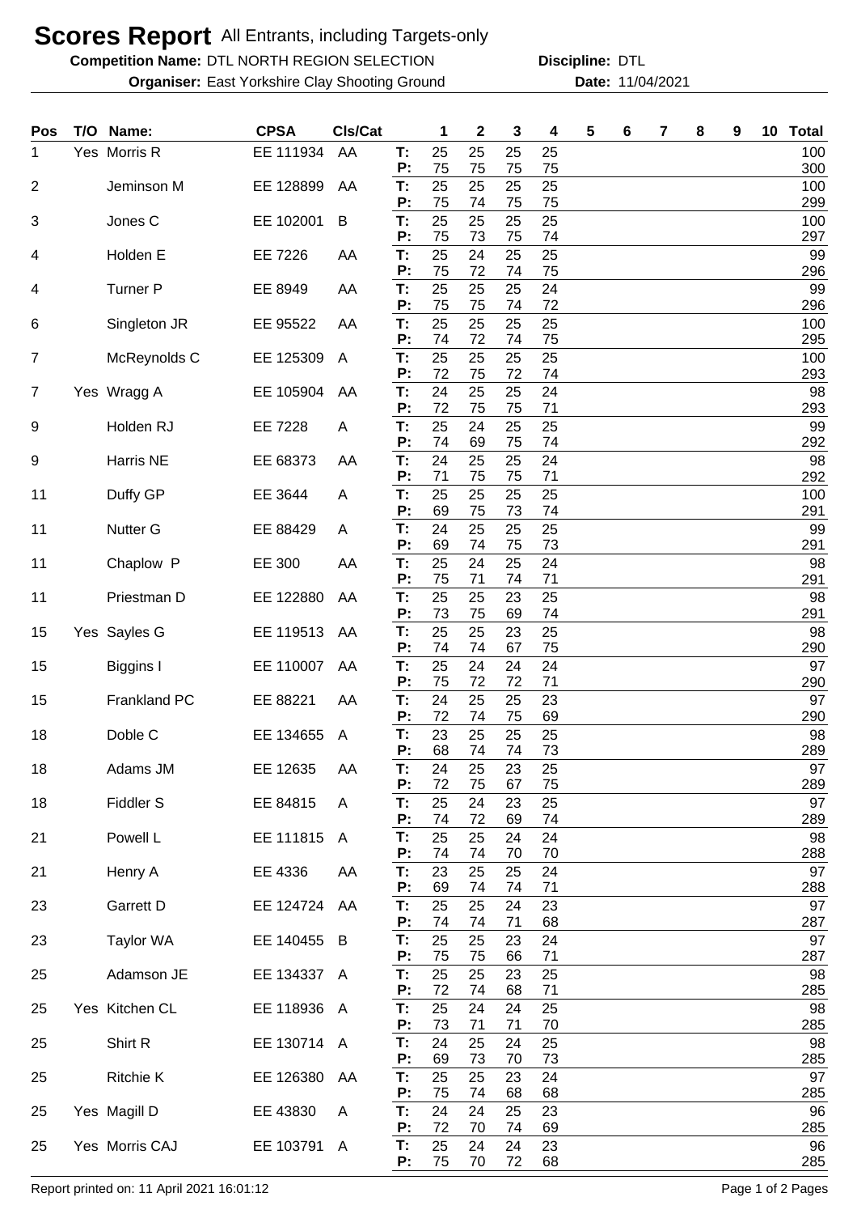# Scores Report All Entrants, including Targets-only

**Competition Name:** DTL NORTH REGION SELECTION **Discipline:** DTL

**Organiser:** East Yorkshire Clay Shooting Ground **Date:** 11/04/2021

| Pos | T/O | Name: | CPSA | Cls/Cat | | 1 | 2 | 3 | 4 | 5 | 6 | 7 | 8 | 9 | 10 | Total |
|---|---|---|---|---|---|---|---|---|---|---|---|---|---|---|---|---|
| 1 | Yes | Morris R | EE 111934 | AA | T: | 25 | 25 | 25 | 25 | | | | | | | 100 |
| | | | | | P: | 75 | 75 | 75 | 75 | | | | | | | 300 |
| 2 | | Jeminson M | EE 128899 | AA | T: | 25 | 25 | 25 | 25 | | | | | | | 100 |
| | | | | | P: | 75 | 74 | 75 | 75 | | | | | | | 299 |
| 3 | | Jones C | EE 102001 | B | T: | 25 | 25 | 25 | 25 | | | | | | | 100 |
| | | | | | P: | 75 | 73 | 75 | 74 | | | | | | | 297 |
| 4 | | Holden E | EE 7226 | AA | T: | 25 | 24 | 25 | 25 | | | | | | | 99 |
| | | | | | P: | 75 | 72 | 74 | 75 | | | | | | | 296 |
| 4 | | Turner P | EE 8949 | AA | T: | 25 | 25 | 25 | 24 | | | | | | | 99 |
| | | | | | P: | 75 | 75 | 74 | 72 | | | | | | | 296 |
| 6 | | Singleton JR | EE 95522 | AA | T: | 25 | 25 | 25 | 25 | | | | | | | 100 |
| | | | | | P: | 74 | 72 | 74 | 75 | | | | | | | 295 |
| 7 | | McReynolds C | EE 125309 | A | T: | 25 | 25 | 25 | 25 | | | | | | | 100 |
| | | | | | P: | 72 | 75 | 72 | 74 | | | | | | | 293 |
| 7 | Yes | Wragg A | EE 105904 | AA | T: | 24 | 25 | 25 | 24 | | | | | | | 98 |
| | | | | | P: | 72 | 75 | 75 | 71 | | | | | | | 293 |
| 9 | | Holden RJ | EE 7228 | A | T: | 25 | 24 | 25 | 25 | | | | | | | 99 |
| | | | | | P: | 74 | 69 | 75 | 74 | | | | | | | 292 |
| 9 | | Harris NE | EE 68373 | AA | T: | 24 | 25 | 25 | 24 | | | | | | | 98 |
| | | | | | P: | 71 | 75 | 75 | 71 | | | | | | | 292 |
| 11 | | Duffy GP | EE 3644 | A | T: | 25 | 25 | 25 | 25 | | | | | | | 100 |
| | | | | | P: | 69 | 75 | 73 | 74 | | | | | | | 291 |
| 11 | | Nutter G | EE 88429 | A | T: | 24 | 25 | 25 | 25 | | | | | | | 99 |
| | | | | | P: | 69 | 74 | 75 | 73 | | | | | | | 291 |
| 11 | | Chaplow P | EE 300 | AA | T: | 25 | 24 | 25 | 24 | | | | | | | 98 |
| | | | | | P: | 75 | 71 | 74 | 71 | | | | | | | 291 |
| 11 | | Priestman D | EE 122880 | AA | T: | 25 | 25 | 23 | 25 | | | | | | | 98 |
| | | | | | P: | 73 | 75 | 69 | 74 | | | | | | | 291 |
| 15 | Yes | Sayles G | EE 119513 | AA | T: | 25 | 25 | 23 | 25 | | | | | | | 98 |
| | | | | | P: | 74 | 74 | 67 | 75 | | | | | | | 290 |
| 15 | | Biggins I | EE 110007 | AA | T: | 25 | 24 | 24 | 24 | | | | | | | 97 |
| | | | | | P: | 75 | 72 | 72 | 71 | | | | | | | 290 |
| 15 | | Frankland PC | EE 88221 | AA | T: | 24 | 25 | 25 | 23 | | | | | | | 97 |
| | | | | | P: | 72 | 74 | 75 | 69 | | | | | | | 290 |
| 18 | | Doble C | EE 134655 | A | T: | 23 | 25 | 25 | 25 | | | | | | | 98 |
| | | | | | P: | 68 | 74 | 74 | 73 | | | | | | | 289 |
| 18 | | Adams JM | EE 12635 | AA | T: | 24 | 25 | 23 | 25 | | | | | | | 97 |
| | | | | | P: | 72 | 75 | 67 | 75 | | | | | | | 289 |
| 18 | | Fiddler S | EE 84815 | A | T: | 25 | 24 | 23 | 25 | | | | | | | 97 |
| | | | | | P: | 74 | 72 | 69 | 74 | | | | | | | 289 |
| 21 | | Powell L | EE 111815 | A | T: | 25 | 25 | 24 | 24 | | | | | | | 98 |
| | | | | | P: | 74 | 74 | 70 | 70 | | | | | | | 288 |
| 21 | | Henry A | EE 4336 | AA | T: | 23 | 25 | 25 | 24 | | | | | | | 97 |
| | | | | | P: | 69 | 74 | 74 | 71 | | | | | | | 288 |
| 23 | | Garrett D | EE 124724 | AA | T: | 25 | 25 | 24 | 23 | | | | | | | 97 |
| | | | | | P: | 74 | 74 | 71 | 68 | | | | | | | 287 |
| 23 | | Taylor WA | EE 140455 | B | T: | 25 | 25 | 23 | 24 | | | | | | | 97 |
| | | | | | P: | 75 | 75 | 66 | 71 | | | | | | | 287 |
| 25 | | Adamson JE | EE 134337 | A | T: | 25 | 25 | 23 | 25 | | | | | | | 98 |
| | | | | | P: | 72 | 74 | 68 | 71 | | | | | | | 285 |
| 25 | Yes | Kitchen CL | EE 118936 | A | T: | 25 | 24 | 24 | 25 | | | | | | | 98 |
| | | | | | P: | 73 | 71 | 71 | 70 | | | | | | | 285 |
| 25 | | Shirt R | EE 130714 | A | T: | 24 | 25 | 24 | 25 | | | | | | | 98 |
| | | | | | P: | 69 | 73 | 70 | 73 | | | | | | | 285 |
| 25 | | Ritchie K | EE 126380 | AA | T: | 25 | 25 | 23 | 24 | | | | | | | 97 |
| | | | | | P: | 75 | 74 | 68 | 68 | | | | | | | 285 |
| 25 | Yes | Magill D | EE 43830 | A | T: | 24 | 24 | 25 | 23 | | | | | | | 96 |
| | | | | | P: | 72 | 70 | 74 | 69 | | | | | | | 285 |
| 25 | Yes | Morris CAJ | EE 103791 | A | T: | 25 | 24 | 24 | 23 | | | | | | | 96 |
| | | | | | P: | 75 | 70 | 72 | 68 | | | | | | | 285 |

Report printed on: 11 April 2021 16:01:12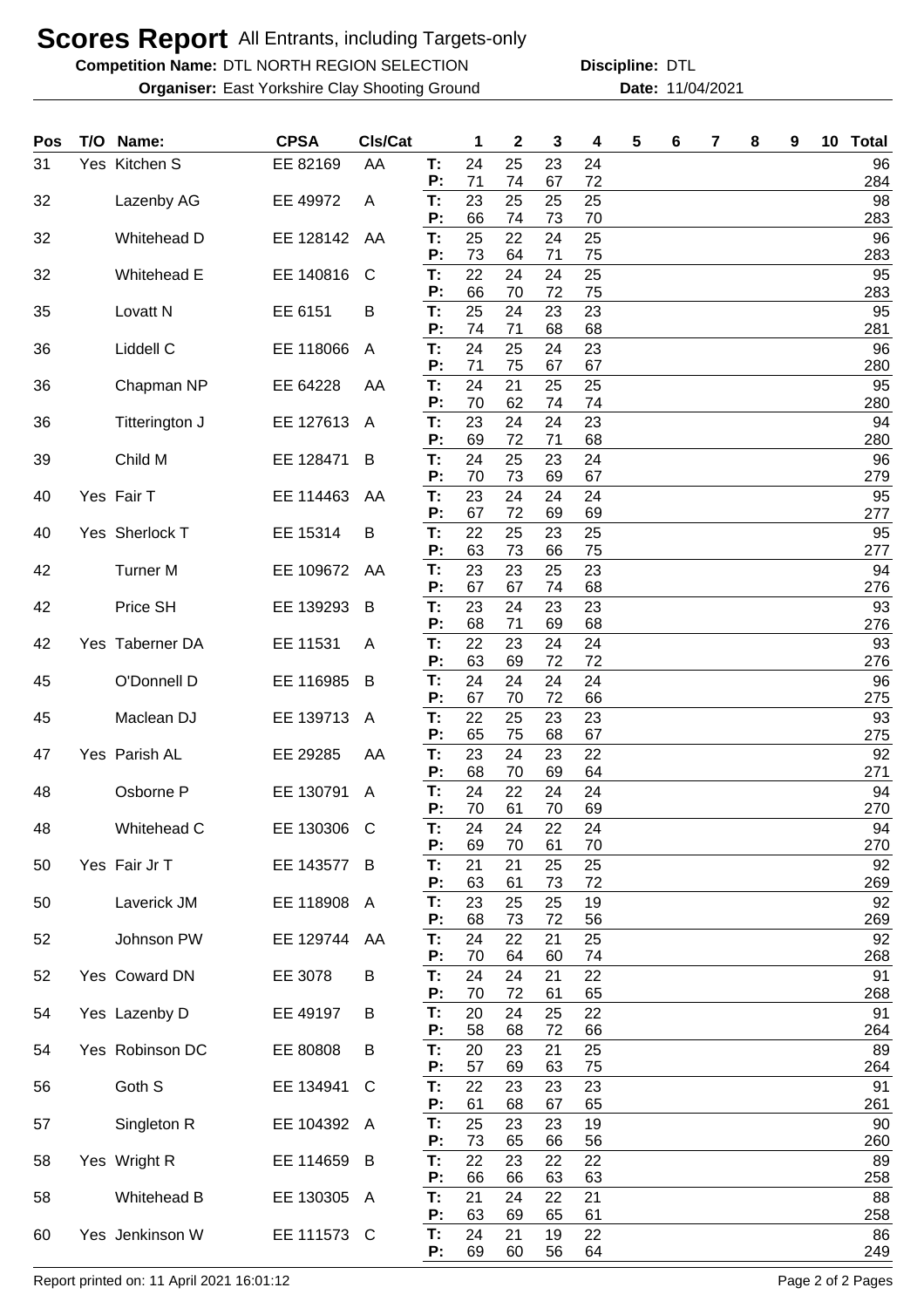# Scores Report All Entrants, including Targets-only

**Competition Name:** DTL NORTH REGION SELECTION **Discipline:** DTL

**Organiser:** East Yorkshire Clay Shooting Ground **Date:** 11/04/2021

| Pos | T/O | Name: | CPSA | Cls/Cat | | 1 | 2 | 3 | 4 | 5 | 6 | 7 | 8 | 9 | 10 | Total |
|---|---|---|---|---|---|---|---|---|---|---|---|---|---|---|---|---|
| 31 | Yes | Kitchen S | EE 82169 | AA | T: | 24 | 25 | 23 | 24 | | | | | | | 96 |
| | | | | | P: | 71 | 74 | 67 | 72 | | | | | | | 284 |
| 32 | | Lazenby AG | EE 49972 | A | T: | 23 | 25 | 25 | 25 | | | | | | | 98 |
| | | | | | P: | 66 | 74 | 73 | 70 | | | | | | | 283 |
| 32 | | Whitehead D | EE 128142 | AA | T: | 25 | 22 | 24 | 25 | | | | | | | 96 |
| | | | | | P: | 73 | 64 | 71 | 75 | | | | | | | 283 |
| 32 | | Whitehead E | EE 140816 | C | T: | 22 | 24 | 24 | 25 | | | | | | | 95 |
| | | | | | P: | 66 | 70 | 72 | 75 | | | | | | | 283 |
| 35 | | Lovatt N | EE 6151 | B | T: | 25 | 24 | 23 | 23 | | | | | | | 95 |
| | | | | | P: | 74 | 71 | 68 | 68 | | | | | | | 281 |
| 36 | | Liddell C | EE 118066 | A | T: | 24 | 25 | 24 | 23 | | | | | | | 96 |
| | | | | | P: | 71 | 75 | 67 | 67 | | | | | | | 280 |
| 36 | | Chapman NP | EE 64228 | AA | T: | 24 | 21 | 25 | 25 | | | | | | | 95 |
| | | | | | P: | 70 | 62 | 74 | 74 | | | | | | | 280 |
| 36 | | Titterington J | EE 127613 | A | T: | 23 | 24 | 24 | 23 | | | | | | | 94 |
| | | | | | P: | 69 | 72 | 71 | 68 | | | | | | | 280 |
| 39 | | Child M | EE 128471 | B | T: | 24 | 25 | 23 | 24 | | | | | | | 96 |
| | | | | | P: | 70 | 73 | 69 | 67 | | | | | | | 279 |
| 40 | Yes | Fair T | EE 114463 | AA | T: | 23 | 24 | 24 | 24 | | | | | | | 95 |
| | | | | | P: | 67 | 72 | 69 | 69 | | | | | | | 277 |
| 40 | Yes | Sherlock T | EE 15314 | B | T: | 22 | 25 | 23 | 25 | | | | | | | 95 |
| | | | | | P: | 63 | 73 | 66 | 75 | | | | | | | 277 |
| 42 | | Turner M | EE 109672 | AA | T: | 23 | 23 | 25 | 23 | | | | | | | 94 |
| | | | | | P: | 67 | 67 | 74 | 68 | | | | | | | 276 |
| 42 | | Price SH | EE 139293 | B | T: | 23 | 24 | 23 | 23 | | | | | | | 93 |
| | | | | | P: | 68 | 71 | 69 | 68 | | | | | | | 276 |
| 42 | Yes | Taberner DA | EE 11531 | A | T: | 22 | 23 | 24 | 24 | | | | | | | 93 |
| | | | | | P: | 63 | 69 | 72 | 72 | | | | | | | 276 |
| 45 | | O'Donnell D | EE 116985 | B | T: | 24 | 24 | 24 | 24 | | | | | | | 96 |
| | | | | | P: | 67 | 70 | 72 | 66 | | | | | | | 275 |
| 45 | | Maclean DJ | EE 139713 | A | T: | 22 | 25 | 23 | 23 | | | | | | | 93 |
| | | | | | P: | 65 | 75 | 68 | 67 | | | | | | | 275 |
| 47 | Yes | Parish AL | EE 29285 | AA | T: | 23 | 24 | 23 | 22 | | | | | | | 92 |
| | | | | | P: | 68 | 70 | 69 | 64 | | | | | | | 271 |
| 48 | | Osborne P | EE 130791 | A | T: | 24 | 22 | 24 | 24 | | | | | | | 94 |
| | | | | | P: | 70 | 61 | 70 | 69 | | | | | | | 270 |
| 48 | | Whitehead C | EE 130306 | C | T: | 24 | 24 | 22 | 24 | | | | | | | 94 |
| | | | | | P: | 69 | 70 | 61 | 70 | | | | | | | 270 |
| 50 | Yes | Fair Jr T | EE 143577 | B | T: | 21 | 21 | 25 | 25 | | | | | | | 92 |
| | | | | | P: | 63 | 61 | 73 | 72 | | | | | | | 269 |
| 50 | | Laverick JM | EE 118908 | A | T: | 23 | 25 | 25 | 19 | | | | | | | 92 |
| | | | | | P: | 68 | 73 | 72 | 56 | | | | | | | 269 |
| 52 | | Johnson PW | EE 129744 | AA | T: | 24 | 22 | 21 | 25 | | | | | | | 92 |
| | | | | | P: | 70 | 64 | 60 | 74 | | | | | | | 268 |
| 52 | Yes | Coward DN | EE 3078 | B | T: | 24 | 24 | 21 | 22 | | | | | | | 91 |
| | | | | | P: | 70 | 72 | 61 | 65 | | | | | | | 268 |
| 54 | Yes | Lazenby D | EE 49197 | B | T: | 20 | 24 | 25 | 22 | | | | | | | 91 |
| | | | | | P: | 58 | 68 | 72 | 66 | | | | | | | 264 |
| 54 | Yes | Robinson DC | EE 80808 | B | T: | 20 | 23 | 21 | 25 | | | | | | | 89 |
| | | | | | P: | 57 | 69 | 63 | 75 | | | | | | | 264 |
| 56 | | Goth S | EE 134941 | C | T: | 22 | 23 | 23 | 23 | | | | | | | 91 |
| | | | | | P: | 61 | 68 | 67 | 65 | | | | | | | 261 |
| 57 | | Singleton R | EE 104392 | A | T: | 25 | 23 | 23 | 19 | | | | | | | 90 |
| | | | | | P: | 73 | 65 | 66 | 56 | | | | | | | 260 |
| 58 | Yes | Wright R | EE 114659 | B | T: | 22 | 23 | 22 | 22 | | | | | | | 89 |
| | | | | | P: | 66 | 66 | 63 | 63 | | | | | | | 258 |
| 58 | | Whitehead B | EE 130305 | A | T: | 21 | 24 | 22 | 21 | | | | | | | 88 |
| | | | | | P: | 63 | 69 | 65 | 61 | | | | | | | 258 |
| 60 | Yes | Jenkinson W | EE 111573 | C | T: | 24 | 21 | 19 | 22 | | | | | | | 86 |
| | | | | | P: | 69 | 60 | 56 | 64 | | | | | | | 249 |

Report printed on: 11 April 2021 16:01:12